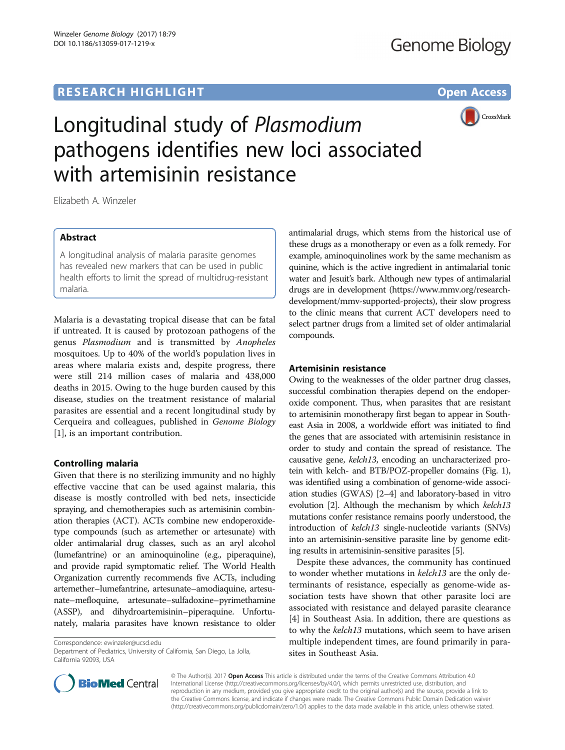RESEARCH HIGHLIGHT

Open Access

# Longitudinal study of *Plasmodium* pathogens identifies new loci associated with artemisinin resistance

Elizabeth A. Winzeler

## Abstract

A longitudinal analysis of malaria parasite genomes has revealed new markers that can be used in public health efforts to limit the spread of multidrug-resistant malaria.

Malaria is a devastating tropical disease that can be fatal if untreated. It is caused by protozoan pathogens of the genus *Plasmodium* and is transmitted by *Anopheles* mosquitoes. Up to 40% of the world's population lives in areas where malaria exists and, despite progress, there were still 214 million cases of malaria and 438,000 deaths in 2015. Owing to the huge burden caused by this disease, studies on the treatment resistance of malarial parasites are essential and a recent longitudinal study by Cerqueira and colleagues, published in *Genome Biology* [1], is an important contribution.

## Controlling malaria

Given that there is no sterilizing immunity and no highly effective vaccine that can be used against malaria, this disease is mostly controlled with bed nets, insecticide spraying, and chemotherapies such as artemisinin combination therapies (ACT). ACTs combine new endoperoxide-type compounds (such as artemether or artesunate) with older antimalarial drug classes, such as an aryl alcohol (lumefantrine) or an aminoquinoline (e.g., piperaquine), and provide rapid symptomatic relief. The World Health Organization currently recommends five ACTs, including artemether–lumefantrine, artesunate–amodiaquine, artesunate–mefloquine, artesunate–sulfadoxine–pyrimethamine (ASSP), and dihydroartemisinin–piperaquine. Unfortunately, malaria parasites have known resistance to older antimalarial drugs, which stems from the historical use of these drugs as a monotherapy or even as a folk remedy. For example, aminoquinolines work by the same mechanism as quinine, which is the active ingredient in antimalarial tonic water and Jesuit's bark. Although new types of antimalarial drugs are in development (https://www.mmv.org/research-development/mmv-supported-projects), their slow progress to the clinic means that current ACT developers need to select partner drugs from a limited set of older antimalarial compounds.

## Artemisinin resistance

Owing to the weaknesses of the older partner drug classes, successful combination therapies depend on the endoperoxide component. Thus, when parasites that are resistant to artemisinin monotherapy first began to appear in Southeast Asia in 2008, a worldwide effort was initiated to find the genes that are associated with artemisinin resistance in order to study and contain the spread of resistance. The causative gene, *kelch13*, encoding an uncharacterized protein with kelch- and BTB/POZ-propeller domains (Fig. 1), was identified using a combination of genome-wide association studies (GWAS) [2–4] and laboratory-based in vitro evolution [2]. Although the mechanism by which *kelch13* mutations confer resistance remains poorly understood, the introduction of *kelch13* single-nucleotide variants (SNVs) into an artemisinin-sensitive parasite line by genome editing results in artemisinin-sensitive parasites [5].

Despite these advances, the community has continued to wonder whether mutations in *kelch13* are the only determinants of resistance, especially as genome-wide association tests have shown that other parasite loci are associated with resistance and delayed parasite clearance [4] in Southeast Asia. In addition, there are questions as to why the *kelch13* mutations, which seem to have arisen multiple independent times, are found primarily in parasites in Southeast Asia.

Correspondence: ewinzeler@ucsd.edu
Department of Pediatrics, University of California, San Diego, La Jolla, California 92093, USA

© The Author(s). 2017 **Open Access** This article is distributed under the terms of the Creative Commons Attribution 4.0 International License (http://creativecommons.org/licenses/by/4.0/), which permits unrestricted use, distribution, and reproduction in any medium, provided you give appropriate credit to the original author(s) and the source, provide a link to the Creative Commons license, and indicate if changes were made. The Creative Commons Public Domain Dedication waiver (http://creativecommons.org/publicdomain/zero/1.0/) applies to the data made available in this article, unless otherwise stated.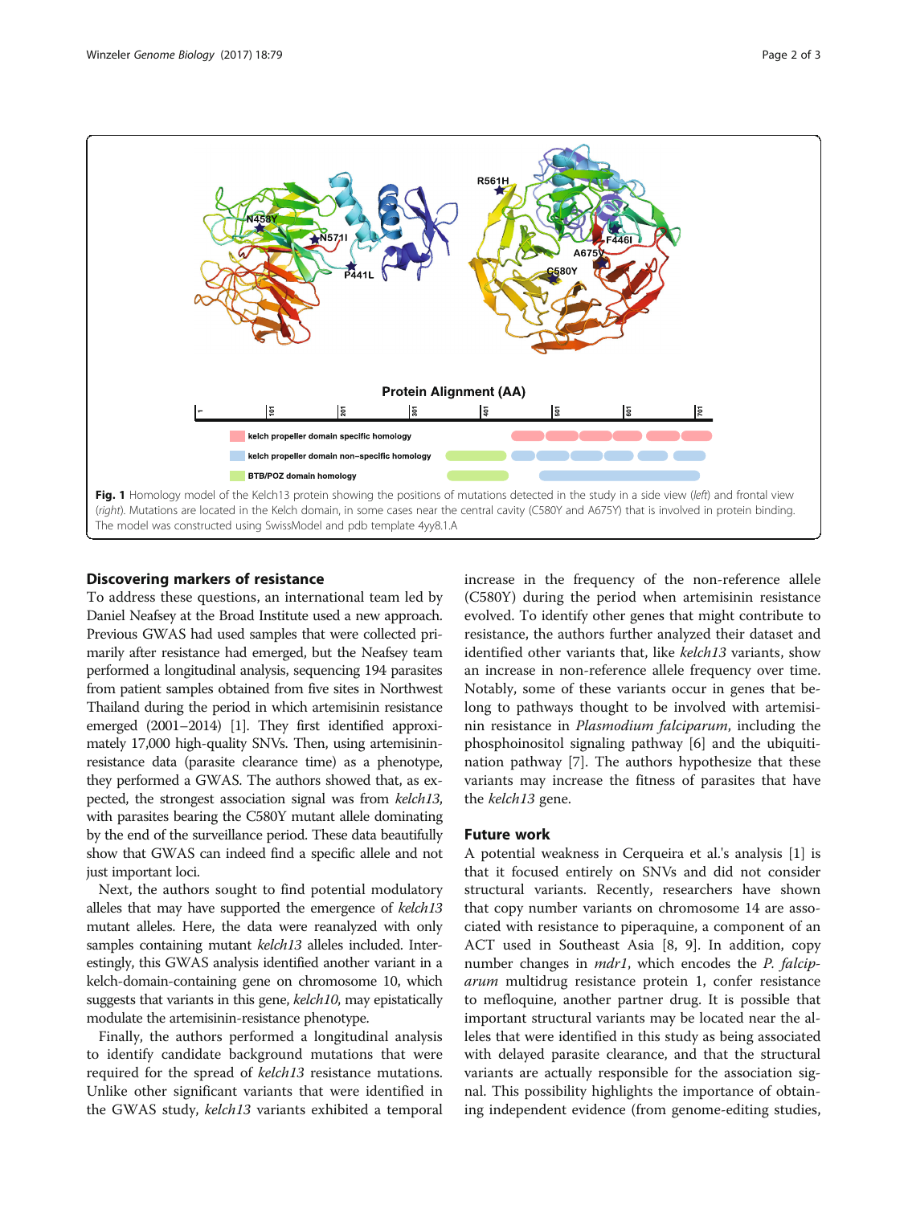**Fig. 1** Homology model of the Kelch13 protein showing the positions of mutations detected in the study in a side view (*left*) and frontal view (*right*). Mutations are located in the Kelch domain, in some cases near the central cavity (C580Y and A675Y) that is involved in protein binding. The model was constructed using SwissModel and pdb template 4yy8.1.A

## Discovering markers of resistance

To address these questions, an international team led by Daniel Neafsey at the Broad Institute used a new approach. Previous GWAS had used samples that were collected primarily after resistance had emerged, but the Neafsey team performed a longitudinal analysis, sequencing 194 parasites from patient samples obtained from five sites in Northwest Thailand during the period in which artemisinin resistance emerged (2001–2014) [1]. They first identified approximately 17,000 high-quality SNVs. Then, using artemisinin-resistance data (parasite clearance time) as a phenotype, they performed a GWAS. The authors showed that, as expected, the strongest association signal was from *kelch13*, with parasites bearing the C580Y mutant allele dominating by the end of the surveillance period. These data beautifully show that GWAS can indeed find a specific allele and not just important loci.

Next, the authors sought to find potential modulatory alleles that may have supported the emergence of *kelch13* mutant alleles. Here, the data were reanalyzed with only samples containing mutant *kelch13* alleles included. Interestingly, this GWAS analysis identified another variant in a kelch-domain-containing gene on chromosome 10, which suggests that variants in this gene, *kelch10*, may epistatically modulate the artemisinin-resistance phenotype.

Finally, the authors performed a longitudinal analysis to identify candidate background mutations that were required for the spread of *kelch13* resistance mutations. Unlike other significant variants that were identified in the GWAS study, *kelch13* variants exhibited a temporal increase in the frequency of the non-reference allele (C580Y) during the period when artemisinin resistance evolved. To identify other genes that might contribute to resistance, the authors further analyzed their dataset and identified other variants that, like *kelch13* variants, show an increase in non-reference allele frequency over time. Notably, some of these variants occur in genes that belong to pathways thought to be involved with artemisinin resistance in *Plasmodium falciparum*, including the phosphoinositol signaling pathway [6] and the ubiquitination pathway [7]. The authors hypothesize that these variants may increase the fitness of parasites that have the *kelch13* gene.

## Future work

A potential weakness in Cerqueira et al.'s analysis [1] is that it focused entirely on SNVs and did not consider structural variants. Recently, researchers have shown that copy number variants on chromosome 14 are associated with resistance to piperaquine, a component of an ACT used in Southeast Asia [8, 9]. In addition, copy number changes in *mdr1*, which encodes the *P. falciparum* multidrug resistance protein 1, confer resistance to mefloquine, another partner drug. It is possible that important structural variants may be located near the alleles that were identified in this study as being associated with delayed parasite clearance, and that the structural variants are actually responsible for the association signal. This possibility highlights the importance of obtaining independent evidence (from genome-editing studies,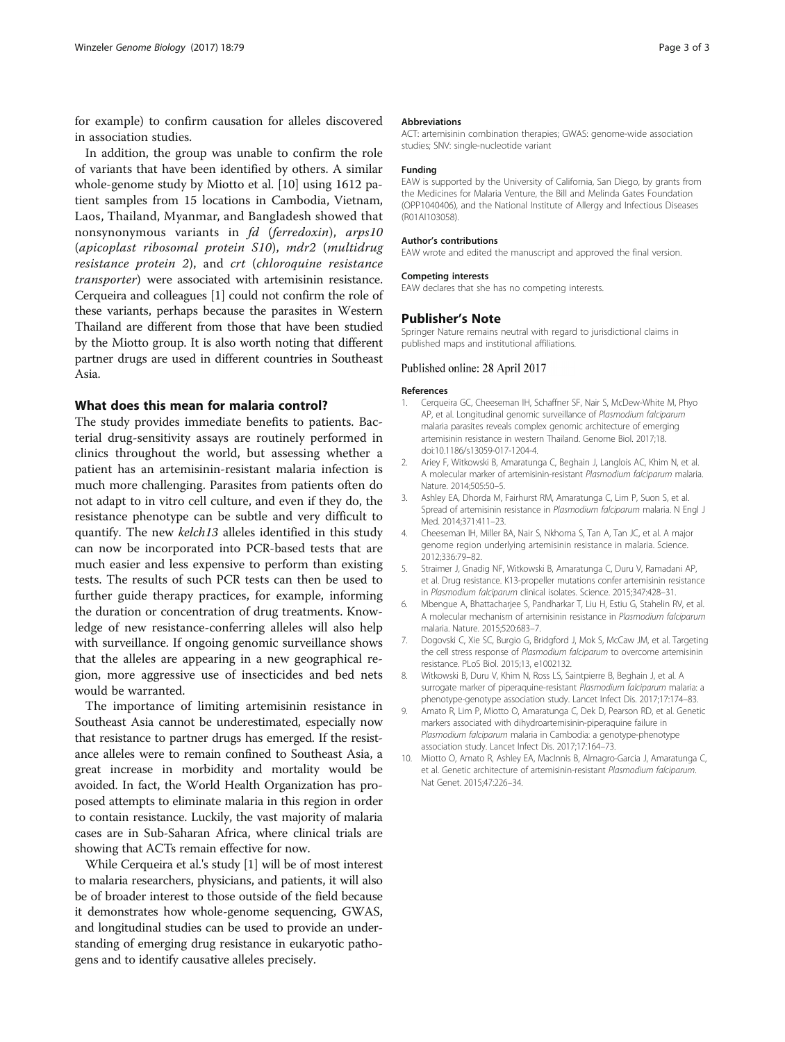for example) to confirm causation for alleles discovered in association studies.

In addition, the group was unable to confirm the role of variants that have been identified by others. A similar whole-genome study by Miotto et al. [10] using 1612 patient samples from 15 locations in Cambodia, Vietnam, Laos, Thailand, Myanmar, and Bangladesh showed that nonsynonymous variants in *fd* (*ferredoxin*), *arps10* (*apicoplast ribosomal protein S10*), *mdr2* (*multidrug resistance protein 2*), and *crt* (*chloroquine resistance transporter*) were associated with artemisinin resistance. Cerqueira and colleagues [1] could not confirm the role of these variants, perhaps because the parasites in Western Thailand are different from those that have been studied by the Miotto group. It is also worth noting that different partner drugs are used in different countries in Southeast Asia.

## What does this mean for malaria control?

The study provides immediate benefits to patients. Bacterial drug-sensitivity assays are routinely performed in clinics throughout the world, but assessing whether a patient has an artemisinin-resistant malaria infection is much more challenging. Parasites from patients often do not adapt to in vitro cell culture, and even if they do, the resistance phenotype can be subtle and very difficult to quantify. The new *kelch13* alleles identified in this study can now be incorporated into PCR-based tests that are much easier and less expensive to perform than existing tests. The results of such PCR tests can then be used to further guide therapy practices, for example, informing the duration or concentration of drug treatments. Knowledge of new resistance-conferring alleles will also help with surveillance. If ongoing genomic surveillance shows that the alleles are appearing in a new geographical region, more aggressive use of insecticides and bed nets would be warranted.

The importance of limiting artemisinin resistance in Southeast Asia cannot be underestimated, especially now that resistance to partner drugs has emerged. If the resistance alleles were to remain confined to Southeast Asia, a great increase in morbidity and mortality would be avoided. In fact, the World Health Organization has proposed attempts to eliminate malaria in this region in order to contain resistance. Luckily, the vast majority of malaria cases are in Sub-Saharan Africa, where clinical trials are showing that ACTs remain effective for now.

While Cerqueira et al.'s study [1] will be of most interest to malaria researchers, physicians, and patients, it will also be of broader interest to those outside of the field because it demonstrates how whole-genome sequencing, GWAS, and longitudinal studies can be used to provide an understanding of emerging drug resistance in eukaryotic pathogens and to identify causative alleles precisely.

#### Abbreviations

ACT: artemisinin combination therapies; GWAS: genome-wide association studies; SNV: single-nucleotide variant

#### Funding

EAW is supported by the University of California, San Diego, by grants from the Medicines for Malaria Venture, the Bill and Melinda Gates Foundation (OPP1040406), and the National Institute of Allergy and Infectious Diseases (R01AI103058).

#### Author's contributions

EAW wrote and edited the manuscript and approved the final version.

#### Competing interests

EAW declares that she has no competing interests.

### Publisher's Note

Springer Nature remains neutral with regard to jurisdictional claims in published maps and institutional affiliations.

Published online: 28 April 2017

#### References

1. Cerqueira GC, Cheeseman IH, Schaffner SF, Nair S, McDew-White M, Phyo AP, et al. Longitudinal genomic surveillance of *Plasmodium falciparum* malaria parasites reveals complex genomic architecture of emerging artemisinin resistance in western Thailand. Genome Biol. 2017;18. doi:10.1186/s13059-017-1204-4.
2. Ariey F, Witkowski B, Amaratunga C, Beghain J, Langlois AC, Khim N, et al. A molecular marker of artemisinin-resistant *Plasmodium falciparum* malaria. Nature. 2014;505:50–5.
3. Ashley EA, Dhorda M, Fairhurst RM, Amaratunga C, Lim P, Suon S, et al. Spread of artemisinin resistance in *Plasmodium falciparum* malaria. N Engl J Med. 2014;371:411–23.
4. Cheeseman IH, Miller BA, Nair S, Nkhoma S, Tan A, Tan JC, et al. A major genome region underlying artemisinin resistance in malaria. Science. 2012;336:79–82.
5. Straimer J, Gnadig NF, Witkowski B, Amaratunga C, Duru V, Ramadani AP, et al. Drug resistance. K13-propeller mutations confer artemisinin resistance in *Plasmodium falciparum* clinical isolates. Science. 2015;347:428–31.
6. Mbengue A, Bhattacharjee S, Pandharkar T, Liu H, Estiu G, Stahelin RV, et al. A molecular mechanism of artemisinin resistance in *Plasmodium falciparum* malaria. Nature. 2015;520:683–7.
7. Dogovski C, Xie SC, Burgio G, Bridgford J, Mok S, McCaw JM, et al. Targeting the cell stress response of *Plasmodium falciparum* to overcome artemisinin resistance. PLoS Biol. 2015;13, e1002132.
8. Witkowski B, Duru V, Khim N, Ross LS, Saintpierre B, Beghain J, et al. A surrogate marker of piperaquine-resistant *Plasmodium falciparum* malaria: a phenotype-genotype association study. Lancet Infect Dis. 2017;17:174–83.
9. Amato R, Lim P, Miotto O, Amaratunga C, Dek D, Pearson RD, et al. Genetic markers associated with dihydroartemisinin-piperaquine failure in *Plasmodium falciparum* malaria in Cambodia: a genotype-phenotype association study. Lancet Infect Dis. 2017;17:164–73.
10. Miotto O, Amato R, Ashley EA, MacInnis B, Almagro-Garcia J, Amaratunga C, et al. Genetic architecture of artemisinin-resistant *Plasmodium falciparum*. Nat Genet. 2015;47:226–34.